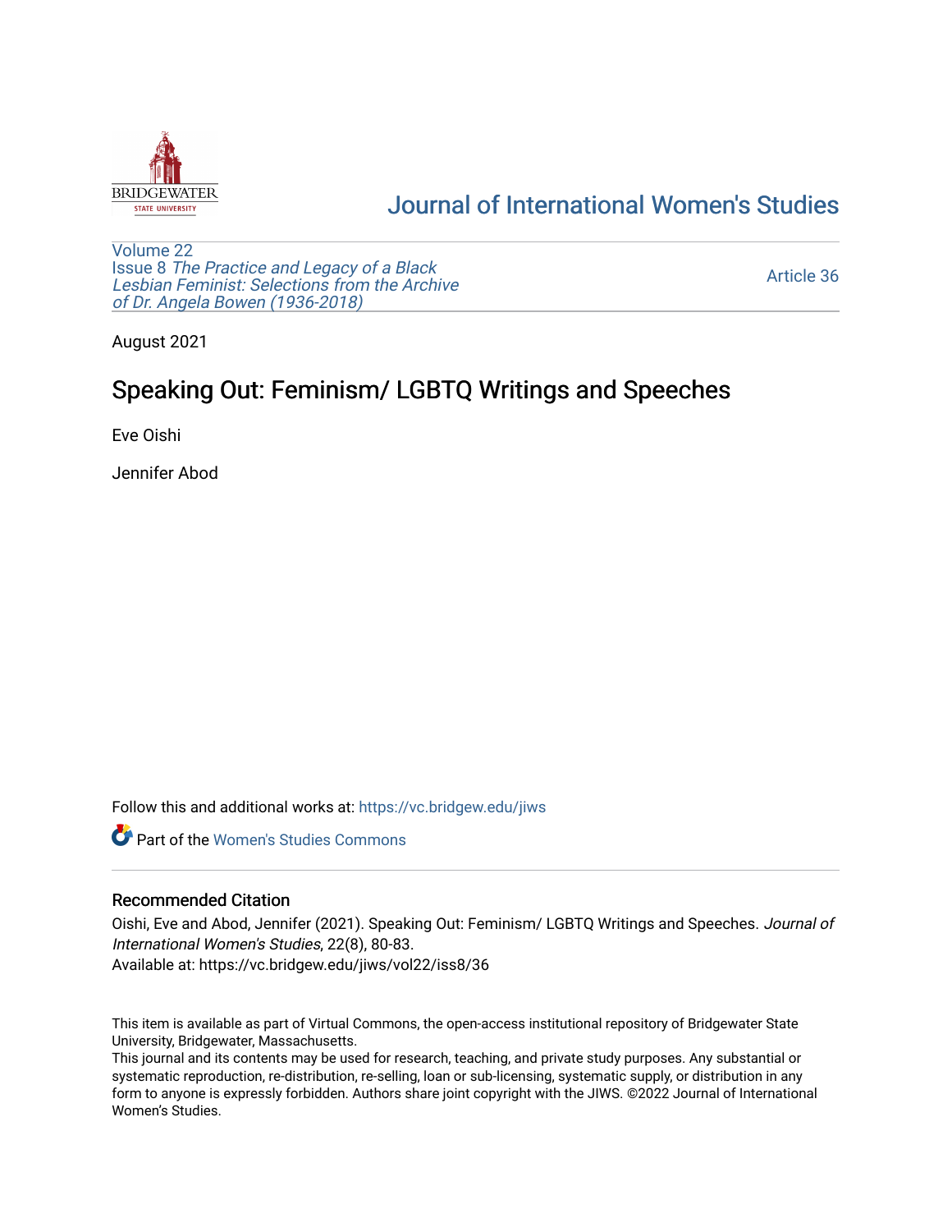Journal of International Women's Studies

Volume 22
Issue 8 *The Practice and Legacy of a Black Lesbian Feminist: Selections from the Archive of Dr. Angela Bowen (1936-2018)*

Article 36

August 2021

# Speaking Out: Feminism/ LGBTQ Writings and Speeches

Eve Oishi

Jennifer Abod

Follow this and additional works at: https://vc.bridgew.edu/jiws

Part of the Women's Studies Commons

## Recommended Citation

Oishi, Eve and Abod, Jennifer (2021). Speaking Out: Feminism/ LGBTQ Writings and Speeches. *Journal of International Women's Studies*, 22(8), 80-83.
Available at: https://vc.bridgew.edu/jiws/vol22/iss8/36

This item is available as part of Virtual Commons, the open-access institutional repository of Bridgewater State University, Bridgewater, Massachusetts.
This journal and its contents may be used for research, teaching, and private study purposes. Any substantial or systematic reproduction, re-distribution, re-selling, loan or sub-licensing, systematic supply, or distribution in any form to anyone is expressly forbidden. Authors share joint copyright with the JIWS. ©2022 Journal of International Women's Studies.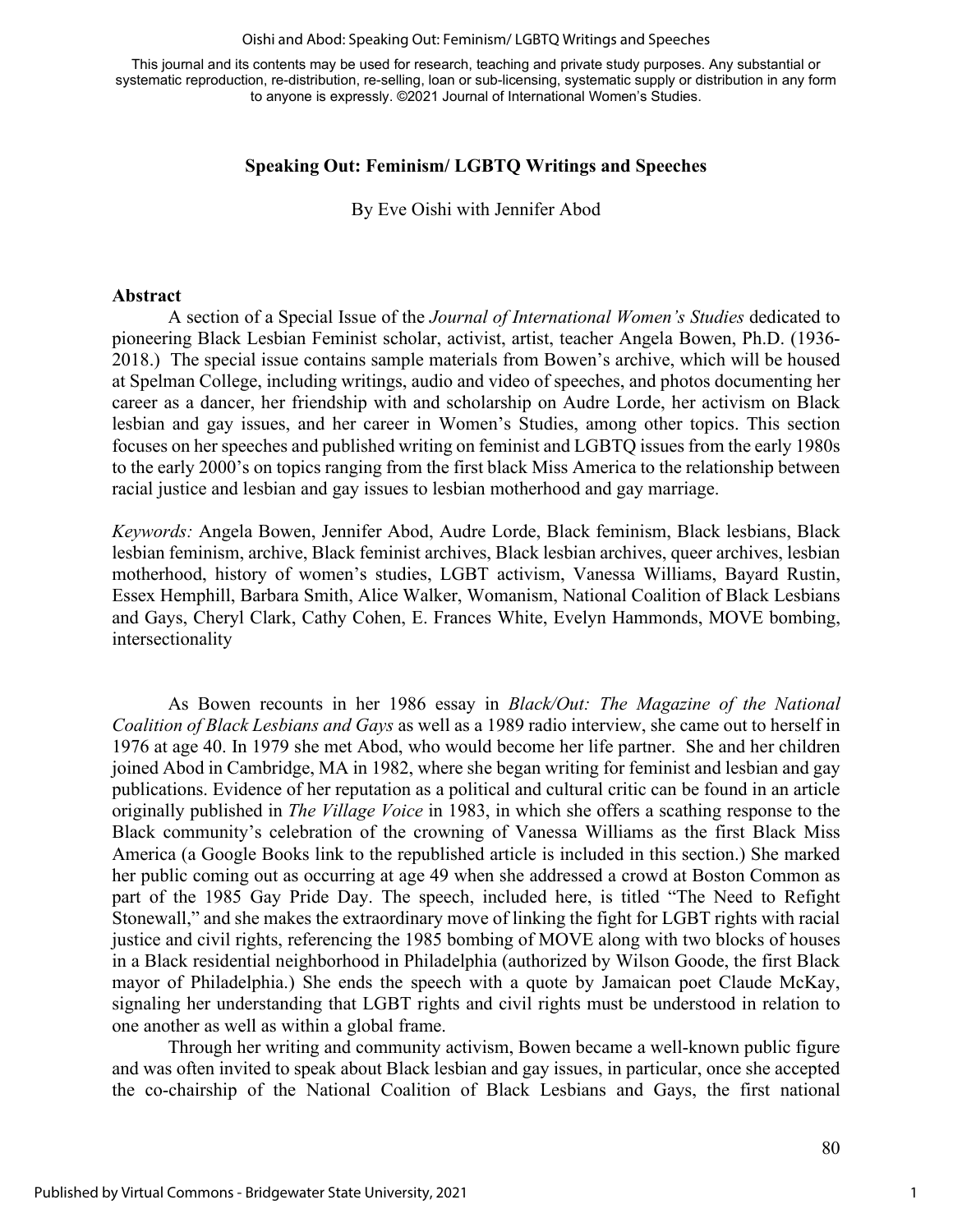## Speaking Out: Feminism/ LGBTQ Writings and Speeches

By Eve Oishi with Jennifer Abod

### Abstract

A section of a Special Issue of the *Journal of International Women's Studies* dedicated to pioneering Black Lesbian Feminist scholar, activist, artist, teacher Angela Bowen, Ph.D. (1936-2018.) The special issue contains sample materials from Bowen's archive, which will be housed at Spelman College, including writings, audio and video of speeches, and photos documenting her career as a dancer, her friendship with and scholarship on Audre Lorde, her activism on Black lesbian and gay issues, and her career in Women's Studies, among other topics. This section focuses on her speeches and published writing on feminist and LGBTQ issues from the early 1980s to the early 2000's on topics ranging from the first black Miss America to the relationship between racial justice and lesbian and gay issues to lesbian motherhood and gay marriage.

*Keywords:* Angela Bowen, Jennifer Abod, Audre Lorde, Black feminism, Black lesbians, Black lesbian feminism, archive, Black feminist archives, Black lesbian archives, queer archives, lesbian motherhood, history of women's studies, LGBT activism, Vanessa Williams, Bayard Rustin, Essex Hemphill, Barbara Smith, Alice Walker, Womanism, National Coalition of Black Lesbians and Gays, Cheryl Clark, Cathy Cohen, E. Frances White, Evelyn Hammonds, MOVE bombing, intersectionality

As Bowen recounts in her 1986 essay in *Black/Out: The Magazine of the National Coalition of Black Lesbians and Gays* as well as a 1989 radio interview, she came out to herself in 1976 at age 40. In 1979 she met Abod, who would become her life partner. She and her children joined Abod in Cambridge, MA in 1982, where she began writing for feminist and lesbian and gay publications. Evidence of her reputation as a political and cultural critic can be found in an article originally published in *The Village Voice* in 1983, in which she offers a scathing response to the Black community's celebration of the crowning of Vanessa Williams as the first Black Miss America (a Google Books link to the republished article is included in this section.) She marked her public coming out as occurring at age 49 when she addressed a crowd at Boston Common as part of the 1985 Gay Pride Day. The speech, included here, is titled "The Need to Refight Stonewall," and she makes the extraordinary move of linking the fight for LGBT rights with racial justice and civil rights, referencing the 1985 bombing of MOVE along with two blocks of houses in a Black residential neighborhood in Philadelphia (authorized by Wilson Goode, the first Black mayor of Philadelphia.) She ends the speech with a quote by Jamaican poet Claude McKay, signaling her understanding that LGBT rights and civil rights must be understood in relation to one another as well as within a global frame.

Through her writing and community activism, Bowen became a well-known public figure and was often invited to speak about Black lesbian and gay issues, in particular, once she accepted the co-chairship of the National Coalition of Black Lesbians and Gays, the first national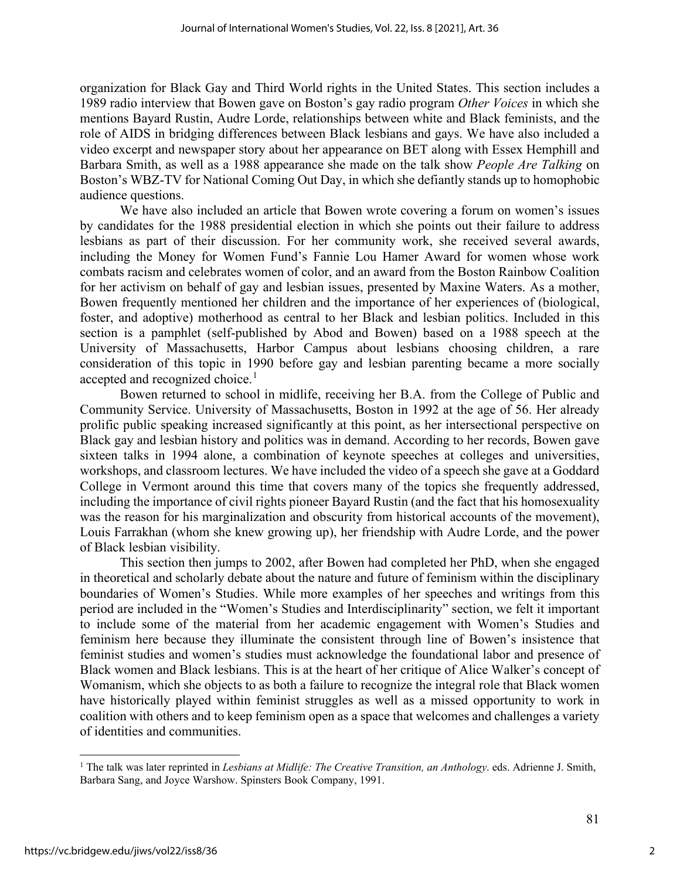organization for Black Gay and Third World rights in the United States. This section includes a 1989 radio interview that Bowen gave on Boston's gay radio program *Other Voices* in which she mentions Bayard Rustin, Audre Lorde, relationships between white and Black feminists, and the role of AIDS in bridging differences between Black lesbians and gays. We have also included a video excerpt and newspaper story about her appearance on BET along with Essex Hemphill and Barbara Smith, as well as a 1988 appearance she made on the talk show *People Are Talking* on Boston's WBZ-TV for National Coming Out Day, in which she defiantly stands up to homophobic audience questions.

We have also included an article that Bowen wrote covering a forum on women's issues by candidates for the 1988 presidential election in which she points out their failure to address lesbians as part of their discussion. For her community work, she received several awards, including the Money for Women Fund's Fannie Lou Hamer Award for women whose work combats racism and celebrates women of color, and an award from the Boston Rainbow Coalition for her activism on behalf of gay and lesbian issues, presented by Maxine Waters. As a mother, Bowen frequently mentioned her children and the importance of her experiences of (biological, foster, and adoptive) motherhood as central to her Black and lesbian politics. Included in this section is a pamphlet (self-published by Abod and Bowen) based on a 1988 speech at the University of Massachusetts, Harbor Campus about lesbians choosing children, a rare consideration of this topic in 1990 before gay and lesbian parenting became a more socially accepted and recognized choice.[1]

Bowen returned to school in midlife, receiving her B.A. from the College of Public and Community Service. University of Massachusetts, Boston in 1992 at the age of 56. Her already prolific public speaking increased significantly at this point, as her intersectional perspective on Black gay and lesbian history and politics was in demand. According to her records, Bowen gave sixteen talks in 1994 alone, a combination of keynote speeches at colleges and universities, workshops, and classroom lectures. We have included the video of a speech she gave at a Goddard College in Vermont around this time that covers many of the topics she frequently addressed, including the importance of civil rights pioneer Bayard Rustin (and the fact that his homosexuality was the reason for his marginalization and obscurity from historical accounts of the movement), Louis Farrakhan (whom she knew growing up), her friendship with Audre Lorde, and the power of Black lesbian visibility.

This section then jumps to 2002, after Bowen had completed her PhD, when she engaged in theoretical and scholarly debate about the nature and future of feminism within the disciplinary boundaries of Women's Studies. While more examples of her speeches and writings from this period are included in the "Women's Studies and Interdisciplinarity" section, we felt it important to include some of the material from her academic engagement with Women's Studies and feminism here because they illuminate the consistent through line of Bowen's insistence that feminist studies and women's studies must acknowledge the foundational labor and presence of Black women and Black lesbians. This is at the heart of her critique of Alice Walker's concept of Womanism, which she objects to as both a failure to recognize the integral role that Black women have historically played within feminist struggles as well as a missed opportunity to work in coalition with others and to keep feminism open as a space that welcomes and challenges a variety of identities and communities.

---

[1] The talk was later reprinted in *Lesbians at Midlife: The Creative Transition, an Anthology*. eds. Adrienne J. Smith, Barbara Sang, and Joyce Warshow. Spinsters Book Company, 1991.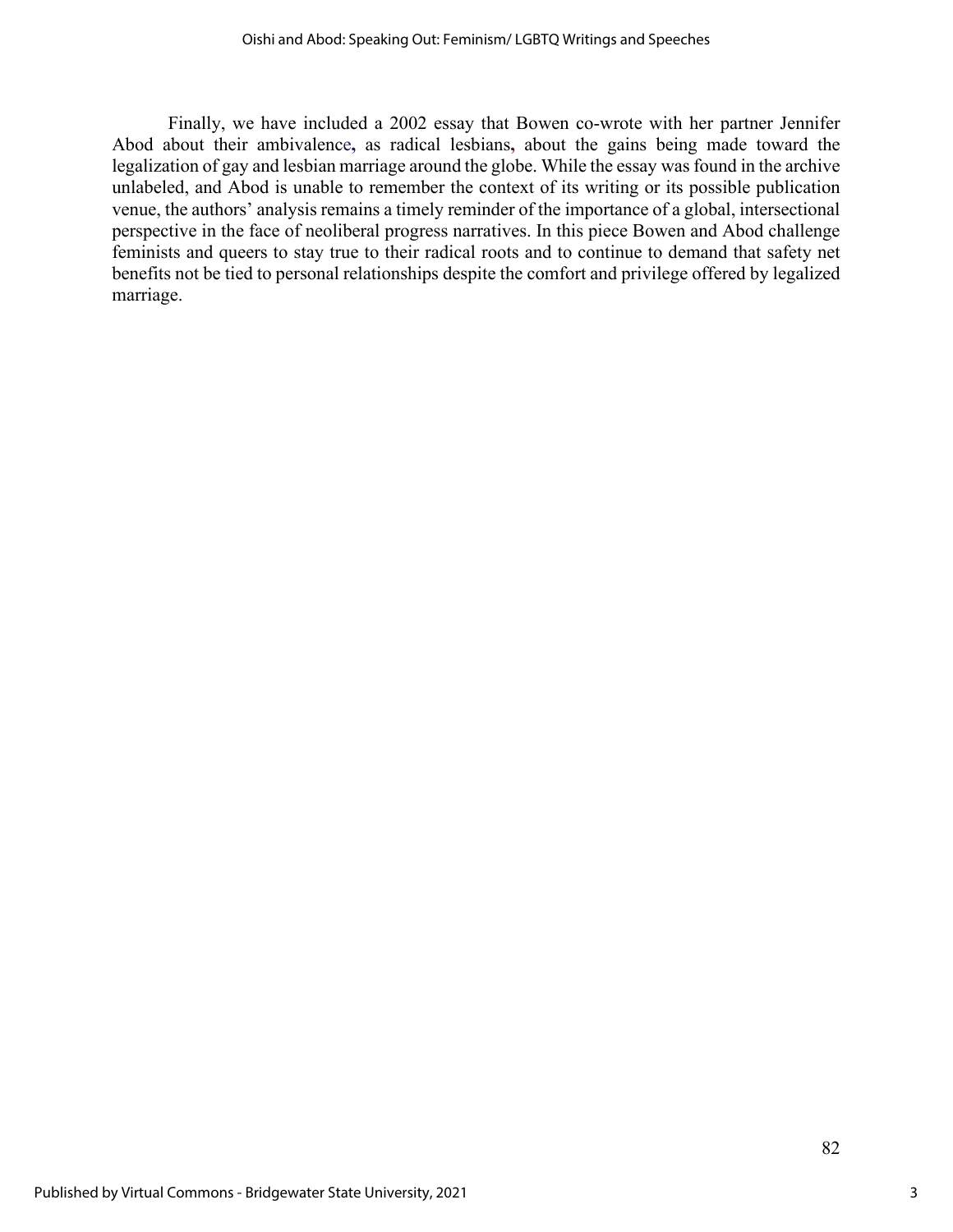Finally, we have included a 2002 essay that Bowen co-wrote with her partner Jennifer Abod about their ambivalence, as radical lesbians, about the gains being made toward the legalization of gay and lesbian marriage around the globe. While the essay was found in the archive unlabeled, and Abod is unable to remember the context of its writing or its possible publication venue, the authors' analysis remains a timely reminder of the importance of a global, intersectional perspective in the face of neoliberal progress narratives. In this piece Bowen and Abod challenge feminists and queers to stay true to their radical roots and to continue to demand that safety net benefits not be tied to personal relationships despite the comfort and privilege offered by legalized marriage.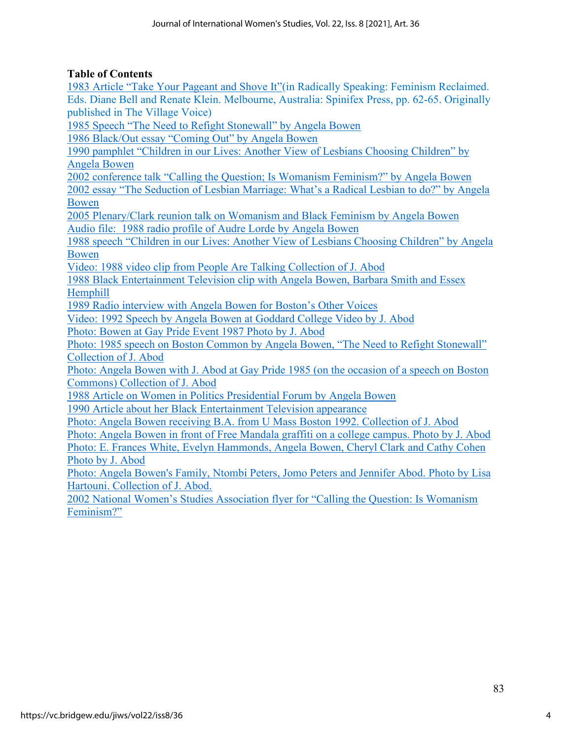**Table of Contents**

1983 Article "Take Your Pageant and Shove It"(in Radically Speaking: Feminism Reclaimed. Eds. Diane Bell and Renate Klein. Melbourne, Australia: Spinifex Press, pp. 62-65. Originally published in The Village Voice)

1985 Speech "The Need to Refight Stonewall" by Angela Bowen

1986 Black/Out essay "Coming Out" by Angela Bowen

1990 pamphlet "Children in our Lives: Another View of Lesbians Choosing Children" by Angela Bowen

2002 conference talk "Calling the Question; Is Womanism Feminism?" by Angela Bowen

2002 essay "The Seduction of Lesbian Marriage: What's a Radical Lesbian to do?" by Angela Bowen

2005 Plenary/Clark reunion talk on Womanism and Black Feminism by Angela Bowen

Audio file: 1988 radio profile of Audre Lorde by Angela Bowen

1988 speech "Children in our Lives: Another View of Lesbians Choosing Children" by Angela Bowen

Video: 1988 video clip from People Are Talking Collection of J. Abod

1988 Black Entertainment Television clip with Angela Bowen, Barbara Smith and Essex Hemphill

1989 Radio interview with Angela Bowen for Boston's Other Voices

Video: 1992 Speech by Angela Bowen at Goddard College Video by J. Abod

Photo: Bowen at Gay Pride Event 1987 Photo by J. Abod

Photo: 1985 speech on Boston Common by Angela Bowen, "The Need to Refight Stonewall" Collection of J. Abod

Photo: Angela Bowen with J. Abod at Gay Pride 1985 (on the occasion of a speech on Boston Commons) Collection of J. Abod

1988 Article on Women in Politics Presidential Forum by Angela Bowen

1990 Article about her Black Entertainment Television appearance

Photo: Angela Bowen receiving B.A. from U Mass Boston 1992. Collection of J. Abod

Photo: Angela Bowen in front of Free Mandala graffiti on a college campus. Photo by J. Abod

Photo: E. Frances White, Evelyn Hammonds, Angela Bowen, Cheryl Clark and Cathy Cohen Photo by J. Abod

Photo: Angela Bowen's Family, Ntombi Peters, Jomo Peters and Jennifer Abod. Photo by Lisa Hartouni. Collection of J. Abod.

2002 National Women's Studies Association flyer for "Calling the Question: Is Womanism Feminism?"